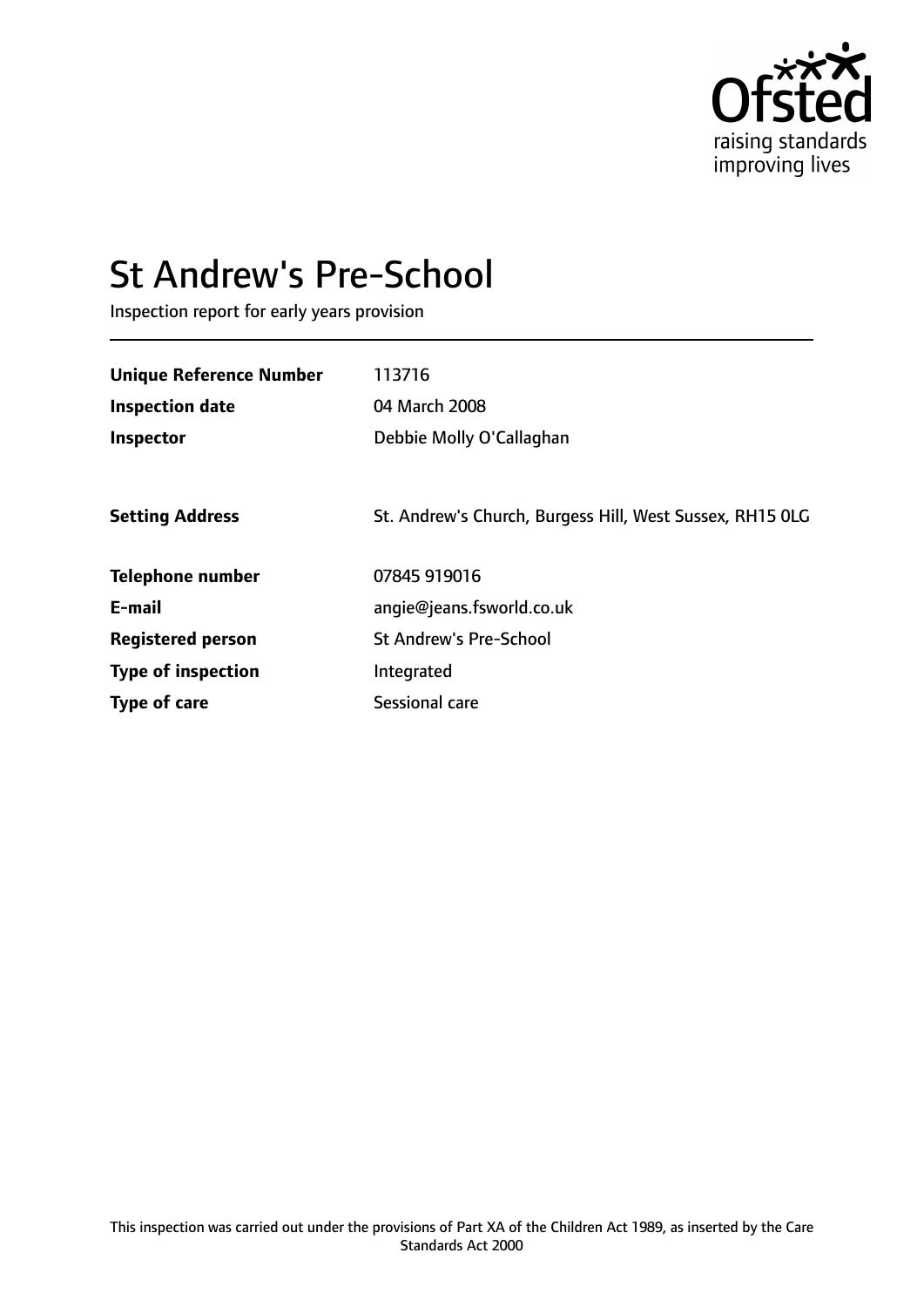# St Andrew's Pre-School

Inspection report for early years provision

| | |
|---|---|
| **Unique Reference Number** | 113716 |
| **Inspection date** | 04 March 2008 |
| **Inspector** | Debbie Molly O'Callaghan |
| | |
| **Setting Address** | St. Andrew's Church, Burgess Hill, West Sussex, RH15 0LG |
| | |
| **Telephone number** | 07845 919016 |
| **E-mail** | angie@jeans.fsworld.co.uk |
| **Registered person** | St Andrew's Pre-School |
| **Type of inspection** | Integrated |
| **Type of care** | Sessional care |

This inspection was carried out under the provisions of Part XA of the Children Act 1989, as inserted by the Care Standards Act 2000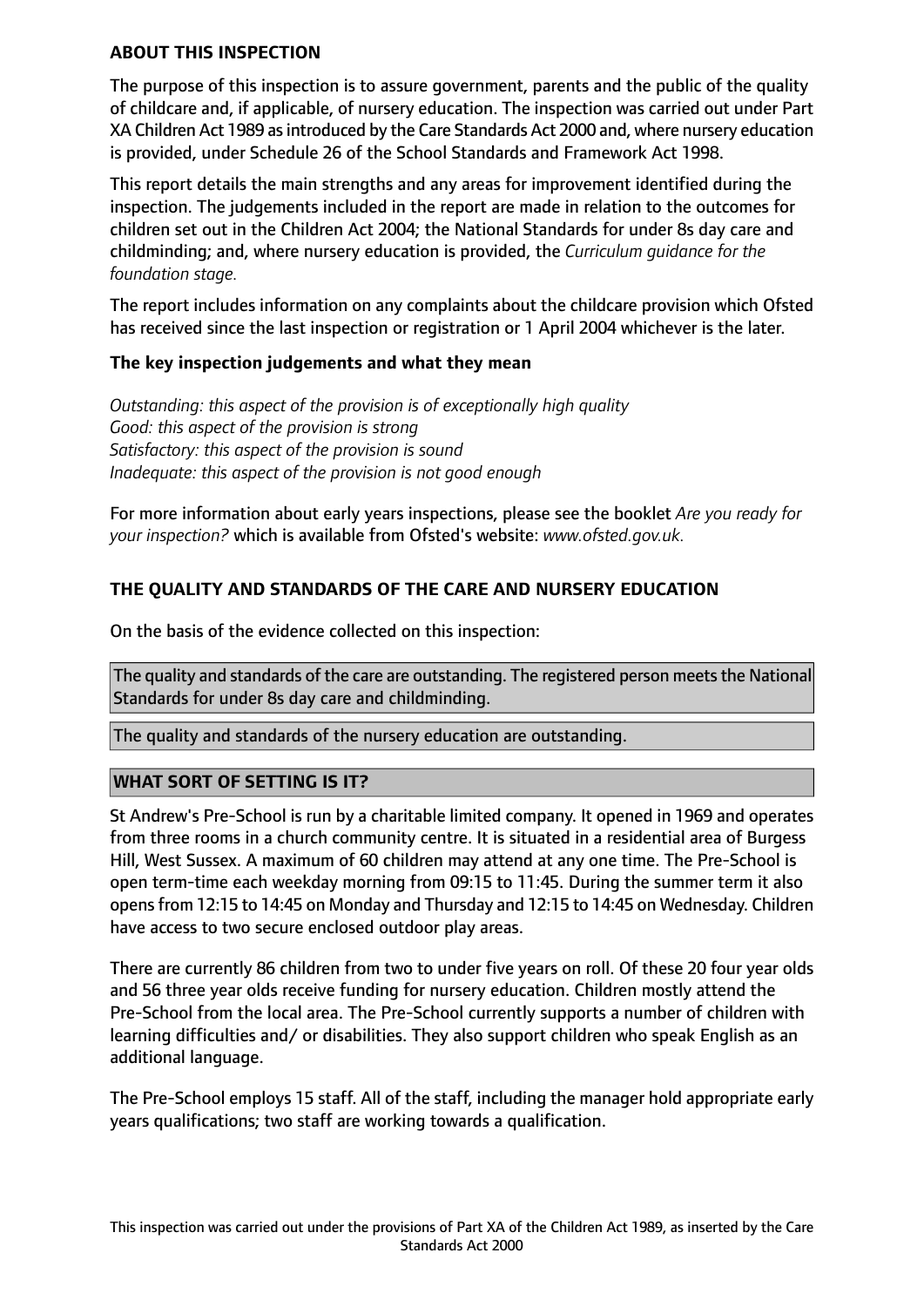## ABOUT THIS INSPECTION

The purpose of this inspection is to assure government, parents and the public of the quality of childcare and, if applicable, of nursery education. The inspection was carried out under Part XA Children Act 1989 as introduced by the Care Standards Act 2000 and, where nursery education is provided, under Schedule 26 of the School Standards and Framework Act 1998.

This report details the main strengths and any areas for improvement identified during the inspection. The judgements included in the report are made in relation to the outcomes for children set out in the Children Act 2004; the National Standards for under 8s day care and childminding; and, where nursery education is provided, the *Curriculum guidance for the foundation stage.*

The report includes information on any complaints about the childcare provision which Ofsted has received since the last inspection or registration or 1 April 2004 whichever is the later.

### The key inspection judgements and what they mean

*Outstanding: this aspect of the provision is of exceptionally high quality*
*Good: this aspect of the provision is strong*
*Satisfactory: this aspect of the provision is sound*
*Inadequate: this aspect of the provision is not good enough*

For more information about early years inspections, please see the booklet *Are you ready for your inspection?* which is available from Ofsted's website: *www.ofsted.gov.uk.*

## THE QUALITY AND STANDARDS OF THE CARE AND NURSERY EDUCATION

On the basis of the evidence collected on this inspection:

The quality and standards of the care are outstanding. The registered person meets the National Standards for under 8s day care and childminding.

The quality and standards of the nursery education are outstanding.

## WHAT SORT OF SETTING IS IT?

St Andrew's Pre-School is run by a charitable limited company. It opened in 1969 and operates from three rooms in a church community centre. It is situated in a residential area of Burgess Hill, West Sussex. A maximum of 60 children may attend at any one time. The Pre-School is open term-time each weekday morning from 09:15 to 11:45. During the summer term it also opens from 12:15 to 14:45 on Monday and Thursday and 12:15 to 14:45 on Wednesday. Children have access to two secure enclosed outdoor play areas.

There are currently 86 children from two to under five years on roll. Of these 20 four year olds and 56 three year olds receive funding for nursery education. Children mostly attend the Pre-School from the local area. The Pre-School currently supports a number of children with learning difficulties and/ or disabilities. They also support children who speak English as an additional language.

The Pre-School employs 15 staff. All of the staff, including the manager hold appropriate early years qualifications; two staff are working towards a qualification.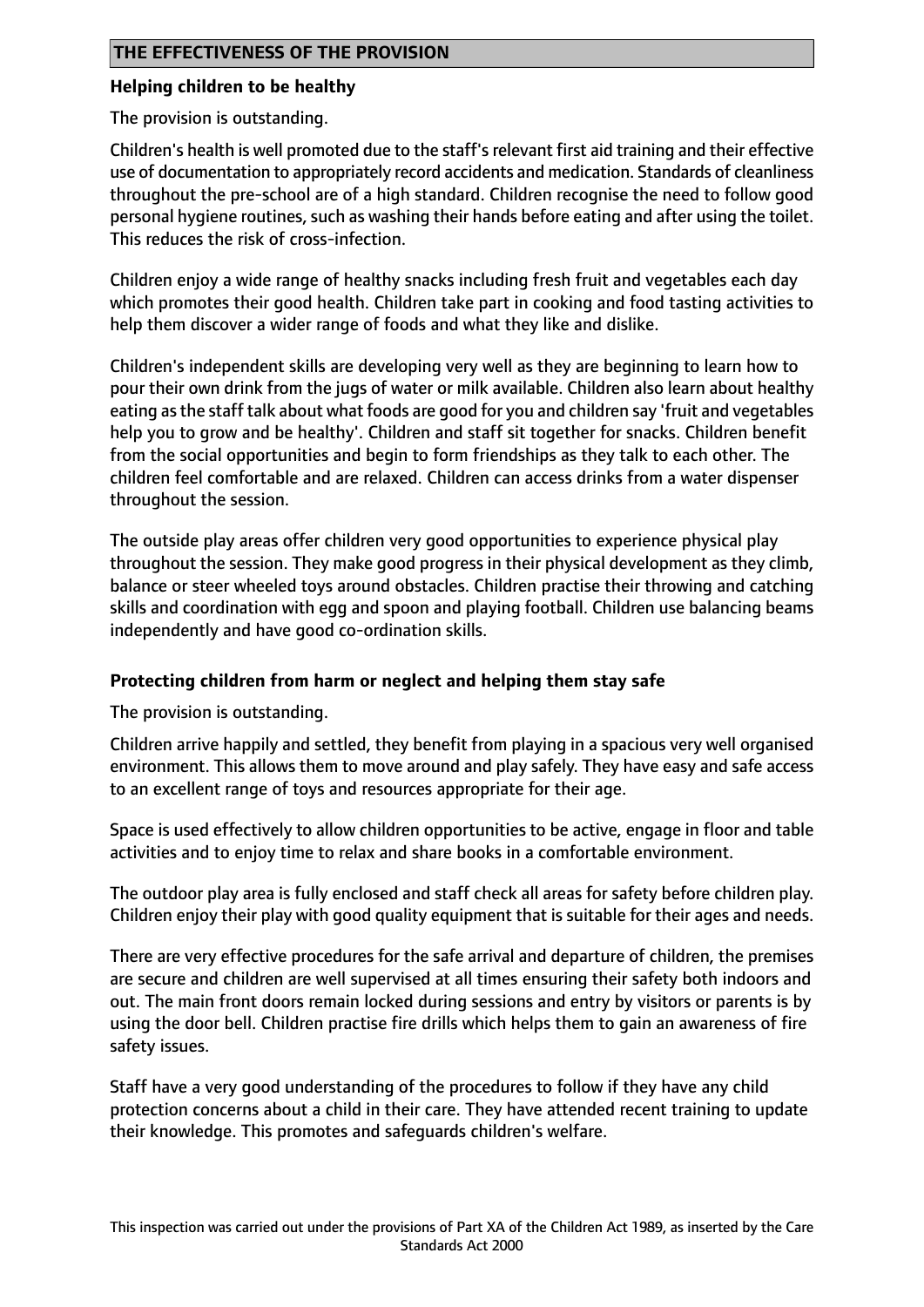## THE EFFECTIVENESS OF THE PROVISION

**Helping children to be healthy**

The provision is outstanding.

Children's health is well promoted due to the staff's relevant first aid training and their effective use of documentation to appropriately record accidents and medication. Standards of cleanliness throughout the pre-school are of a high standard. Children recognise the need to follow good personal hygiene routines, such as washing their hands before eating and after using the toilet. This reduces the risk of cross-infection.

Children enjoy a wide range of healthy snacks including fresh fruit and vegetables each day which promotes their good health. Children take part in cooking and food tasting activities to help them discover a wider range of foods and what they like and dislike.

Children's independent skills are developing very well as they are beginning to learn how to pour their own drink from the jugs of water or milk available. Children also learn about healthy eating as the staff talk about what foods are good for you and children say 'fruit and vegetables help you to grow and be healthy'. Children and staff sit together for snacks. Children benefit from the social opportunities and begin to form friendships as they talk to each other. The children feel comfortable and are relaxed. Children can access drinks from a water dispenser throughout the session.

The outside play areas offer children very good opportunities to experience physical play throughout the session. They make good progress in their physical development as they climb, balance or steer wheeled toys around obstacles. Children practise their throwing and catching skills and coordination with egg and spoon and playing football. Children use balancing beams independently and have good co-ordination skills.

**Protecting children from harm or neglect and helping them stay safe**

The provision is outstanding.

Children arrive happily and settled, they benefit from playing in a spacious very well organised environment. This allows them to move around and play safely. They have easy and safe access to an excellent range of toys and resources appropriate for their age.

Space is used effectively to allow children opportunities to be active, engage in floor and table activities and to enjoy time to relax and share books in a comfortable environment.

The outdoor play area is fully enclosed and staff check all areas for safety before children play. Children enjoy their play with good quality equipment that is suitable for their ages and needs.

There are very effective procedures for the safe arrival and departure of children, the premises are secure and children are well supervised at all times ensuring their safety both indoors and out. The main front doors remain locked during sessions and entry by visitors or parents is by using the door bell. Children practise fire drills which helps them to gain an awareness of fire safety issues.

Staff have a very good understanding of the procedures to follow if they have any child protection concerns about a child in their care. They have attended recent training to update their knowledge. This promotes and safeguards children's welfare.

This inspection was carried out under the provisions of Part XA of the Children Act 1989, as inserted by the Care Standards Act 2000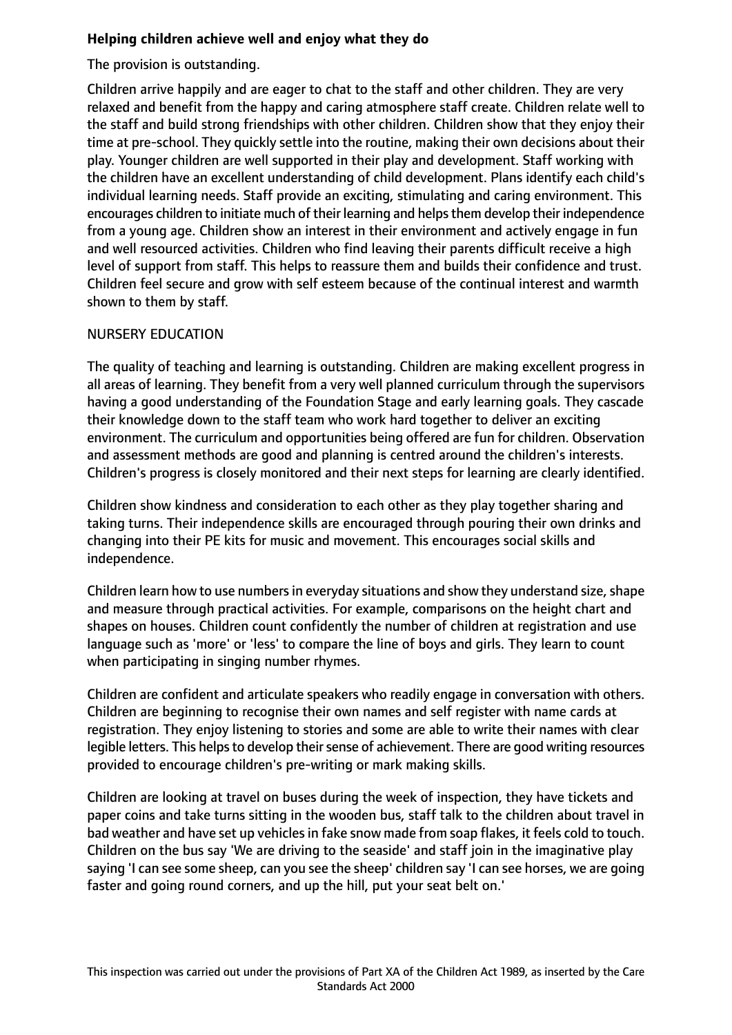**Helping children achieve well and enjoy what they do**

The provision is outstanding.

Children arrive happily and are eager to chat to the staff and other children. They are very relaxed and benefit from the happy and caring atmosphere staff create. Children relate well to the staff and build strong friendships with other children. Children show that they enjoy their time at pre-school. They quickly settle into the routine, making their own decisions about their play. Younger children are well supported in their play and development. Staff working with the children have an excellent understanding of child development. Plans identify each child's individual learning needs. Staff provide an exciting, stimulating and caring environment. This encourages children to initiate much of their learning and helps them develop their independence from a young age. Children show an interest in their environment and actively engage in fun and well resourced activities. Children who find leaving their parents difficult receive a high level of support from staff. This helps to reassure them and builds their confidence and trust. Children feel secure and grow with self esteem because of the continual interest and warmth shown to them by staff.

NURSERY EDUCATION

The quality of teaching and learning is outstanding. Children are making excellent progress in all areas of learning. They benefit from a very well planned curriculum through the supervisors having a good understanding of the Foundation Stage and early learning goals. They cascade their knowledge down to the staff team who work hard together to deliver an exciting environment. The curriculum and opportunities being offered are fun for children. Observation and assessment methods are good and planning is centred around the children's interests. Children's progress is closely monitored and their next steps for learning are clearly identified.

Children show kindness and consideration to each other as they play together sharing and taking turns. Their independence skills are encouraged through pouring their own drinks and changing into their PE kits for music and movement. This encourages social skills and independence.

Children learn how to use numbers in everyday situations and show they understand size, shape and measure through practical activities. For example, comparisons on the height chart and shapes on houses. Children count confidently the number of children at registration and use language such as 'more' or 'less' to compare the line of boys and girls. They learn to count when participating in singing number rhymes.

Children are confident and articulate speakers who readily engage in conversation with others. Children are beginning to recognise their own names and self register with name cards at registration. They enjoy listening to stories and some are able to write their names with clear legible letters. This helps to develop their sense of achievement. There are good writing resources provided to encourage children's pre-writing or mark making skills.

Children are looking at travel on buses during the week of inspection, they have tickets and paper coins and take turns sitting in the wooden bus, staff talk to the children about travel in bad weather and have set up vehicles in fake snow made from soap flakes, it feels cold to touch. Children on the bus say 'We are driving to the seaside' and staff join in the imaginative play saying 'I can see some sheep, can you see the sheep' children say 'I can see horses, we are going faster and going round corners, and up the hill, put your seat belt on.'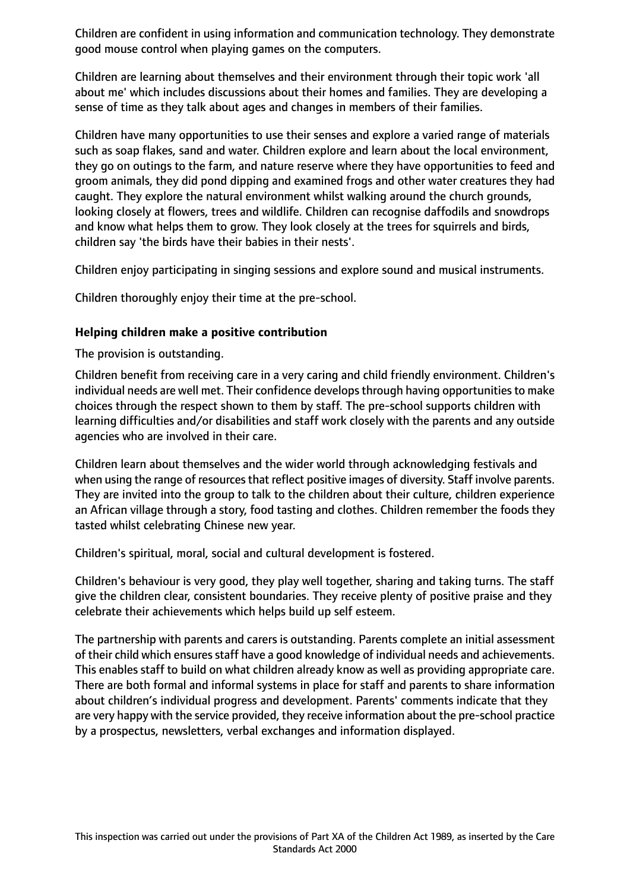Children are confident in using information and communication technology. They demonstrate good mouse control when playing games on the computers.

Children are learning about themselves and their environment through their topic work 'all about me' which includes discussions about their homes and families. They are developing a sense of time as they talk about ages and changes in members of their families.

Children have many opportunities to use their senses and explore a varied range of materials such as soap flakes, sand and water. Children explore and learn about the local environment, they go on outings to the farm, and nature reserve where they have opportunities to feed and groom animals, they did pond dipping and examined frogs and other water creatures they had caught. They explore the natural environment whilst walking around the church grounds, looking closely at flowers, trees and wildlife. Children can recognise daffodils and snowdrops and know what helps them to grow. They look closely at the trees for squirrels and birds, children say 'the birds have their babies in their nests'.

Children enjoy participating in singing sessions and explore sound and musical instruments.

Children thoroughly enjoy their time at the pre-school.

### Helping children make a positive contribution

The provision is outstanding.

Children benefit from receiving care in a very caring and child friendly environment. Children's individual needs are well met. Their confidence develops through having opportunities to make choices through the respect shown to them by staff. The pre-school supports children with learning difficulties and/or disabilities and staff work closely with the parents and any outside agencies who are involved in their care.

Children learn about themselves and the wider world through acknowledging festivals and when using the range of resources that reflect positive images of diversity. Staff involve parents. They are invited into the group to talk to the children about their culture, children experience an African village through a story, food tasting and clothes. Children remember the foods they tasted whilst celebrating Chinese new year.

Children's spiritual, moral, social and cultural development is fostered.

Children's behaviour is very good, they play well together, sharing and taking turns. The staff give the children clear, consistent boundaries. They receive plenty of positive praise and they celebrate their achievements which helps build up self esteem.

The partnership with parents and carers is outstanding. Parents complete an initial assessment of their child which ensures staff have a good knowledge of individual needs and achievements. This enables staff to build on what children already know as well as providing appropriate care. There are both formal and informal systems in place for staff and parents to share information about children's individual progress and development. Parents' comments indicate that they are very happy with the service provided, they receive information about the pre-school practice by a prospectus, newsletters, verbal exchanges and information displayed.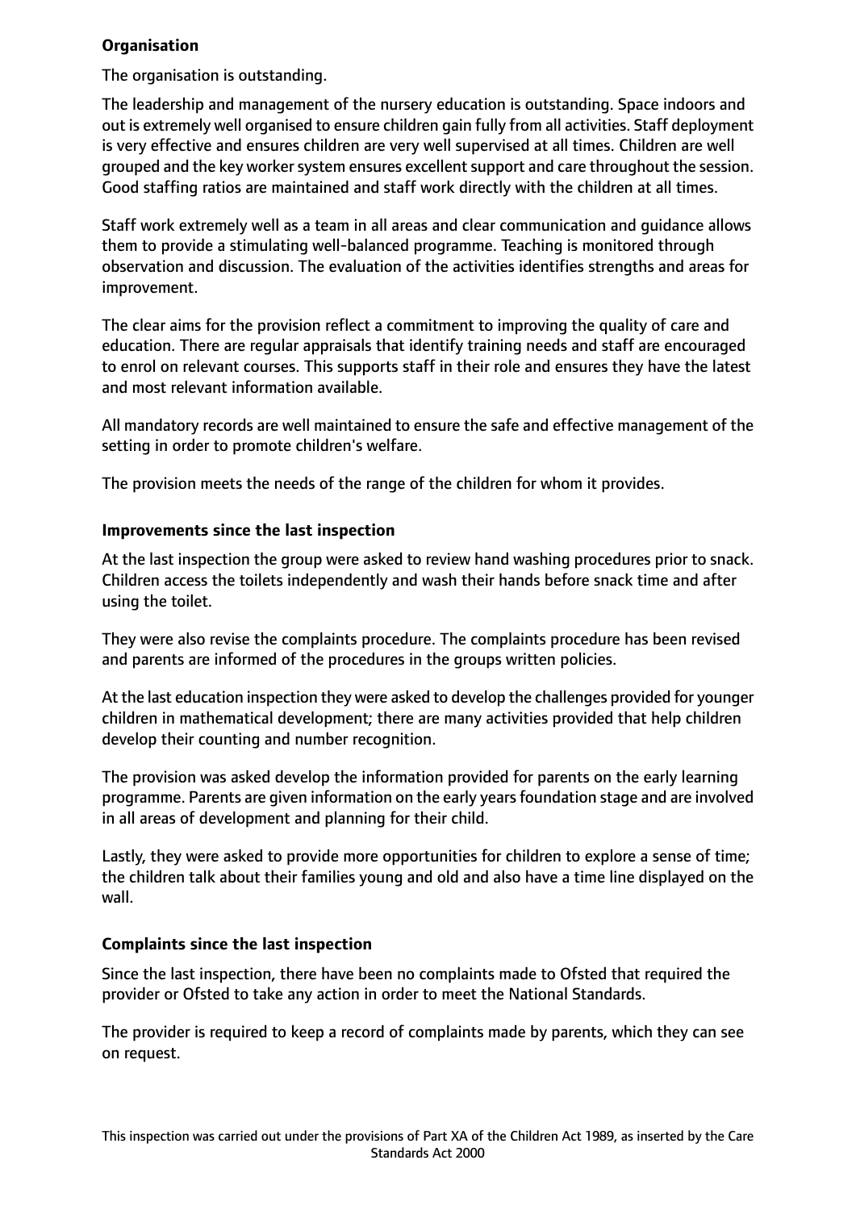**Organisation**

The organisation is outstanding.

The leadership and management of the nursery education is outstanding. Space indoors and out is extremely well organised to ensure children gain fully from all activities. Staff deployment is very effective and ensures children are very well supervised at all times. Children are well grouped and the key worker system ensures excellent support and care throughout the session. Good staffing ratios are maintained and staff work directly with the children at all times.

Staff work extremely well as a team in all areas and clear communication and guidance allows them to provide a stimulating well-balanced programme. Teaching is monitored through observation and discussion. The evaluation of the activities identifies strengths and areas for improvement.

The clear aims for the provision reflect a commitment to improving the quality of care and education. There are regular appraisals that identify training needs and staff are encouraged to enrol on relevant courses. This supports staff in their role and ensures they have the latest and most relevant information available.

All mandatory records are well maintained to ensure the safe and effective management of the setting in order to promote children's welfare.

The provision meets the needs of the range of the children for whom it provides.

**Improvements since the last inspection**

At the last inspection the group were asked to review hand washing procedures prior to snack. Children access the toilets independently and wash their hands before snack time and after using the toilet.

They were also revise the complaints procedure. The complaints procedure has been revised and parents are informed of the procedures in the groups written policies.

At the last education inspection they were asked to develop the challenges provided for younger children in mathematical development; there are many activities provided that help children develop their counting and number recognition.

The provision was asked develop the information provided for parents on the early learning programme. Parents are given information on the early years foundation stage and are involved in all areas of development and planning for their child.

Lastly, they were asked to provide more opportunities for children to explore a sense of time; the children talk about their families young and old and also have a time line displayed on the wall.

**Complaints since the last inspection**

Since the last inspection, there have been no complaints made to Ofsted that required the provider or Ofsted to take any action in order to meet the National Standards.

The provider is required to keep a record of complaints made by parents, which they can see on request.

This inspection was carried out under the provisions of Part XA of the Children Act 1989, as inserted by the Care Standards Act 2000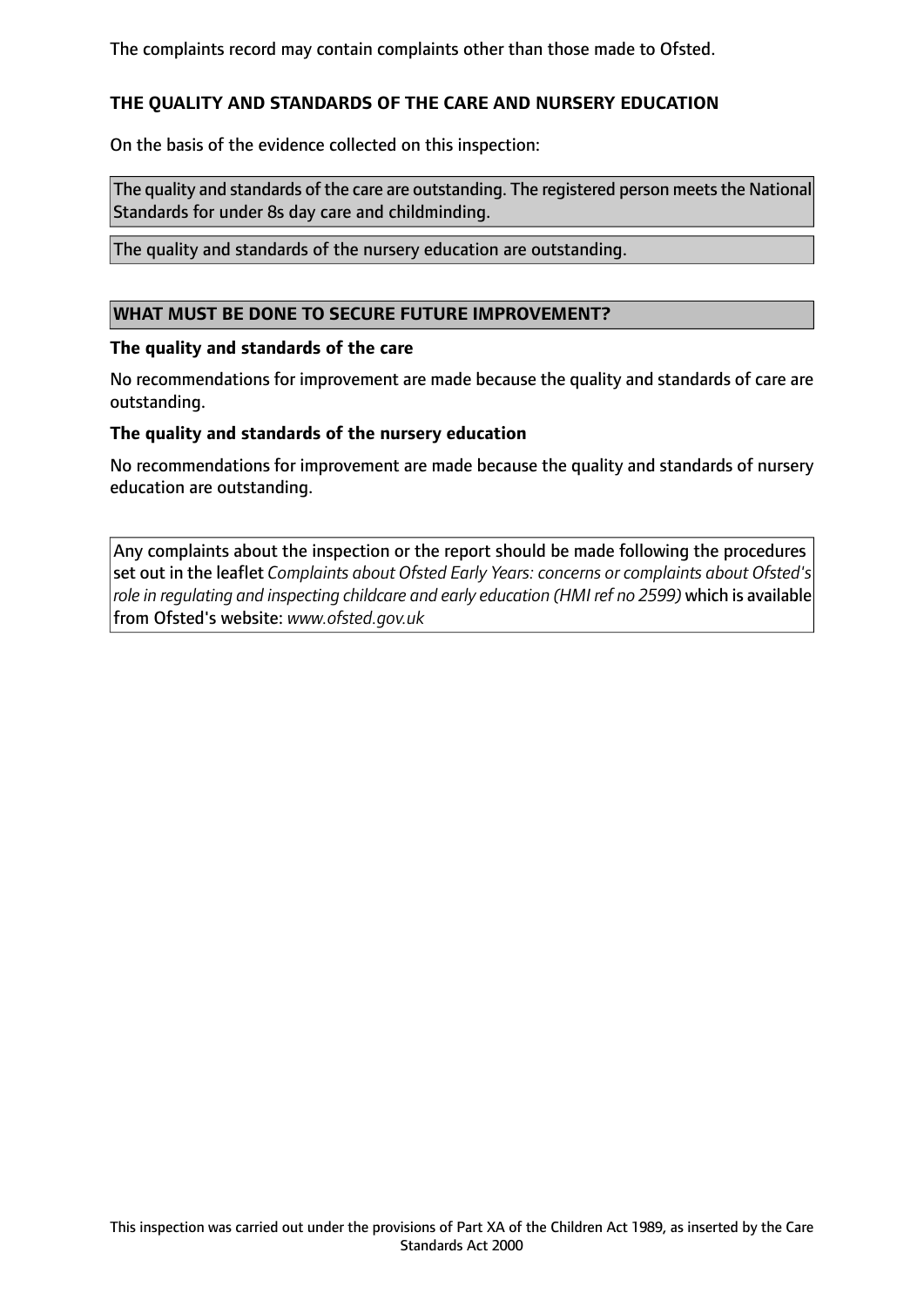The complaints record may contain complaints other than those made to Ofsted.

## THE QUALITY AND STANDARDS OF THE CARE AND NURSERY EDUCATION

On the basis of the evidence collected on this inspection:

The quality and standards of the care are outstanding. The registered person meets the National Standards for under 8s day care and childminding.

The quality and standards of the nursery education are outstanding.

## WHAT MUST BE DONE TO SECURE FUTURE IMPROVEMENT?

### The quality and standards of the care

No recommendations for improvement are made because the quality and standards of care are outstanding.

### The quality and standards of the nursery education

No recommendations for improvement are made because the quality and standards of nursery education are outstanding.

Any complaints about the inspection or the report should be made following the procedures set out in the leaflet *Complaints about Ofsted Early Years: concerns or complaints about Ofsted's role in regulating and inspecting childcare and early education (HMI ref no 2599)* which is available from Ofsted's website: *www.ofsted.gov.uk*

This inspection was carried out under the provisions of Part XA of the Children Act 1989, as inserted by the Care Standards Act 2000